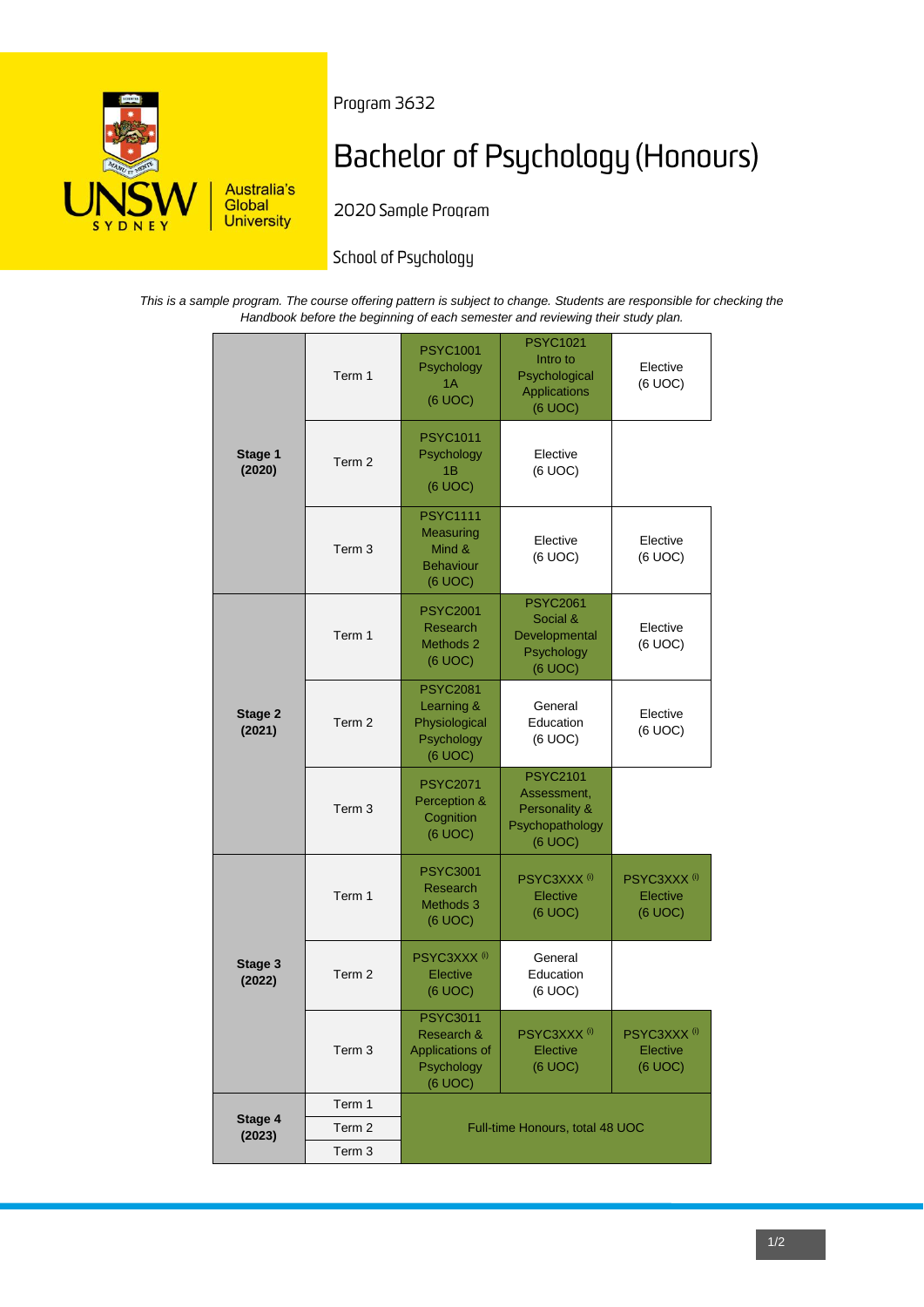Program 3632

# Bachelor of Psychology (Honours)

2020 Sample Program

School of Psychology

*This is a sample program. The course offering pattern is subject to change. Students are responsible for checking the Handbook before the beginning of each semester and reviewing their study plan.*

| Stage | Term | Course | Course | Course |
|---|---|---|---|---|
| **Stage 1 (2020)** | Term 1 | PSYC1001 Psychology 1A (6 UOC) | PSYC1021 Intro to Psychological Applications (6 UOC) | Elective (6 UOC) |
| | Term 2 | PSYC1011 Psychology 1B (6 UOC) | Elective (6 UOC) | |
| | Term 3 | PSYC1111 Measuring Mind & Behaviour (6 UOC) | Elective (6 UOC) | Elective (6 UOC) |
| **Stage 2 (2021)** | Term 1 | PSYC2001 Research Methods 2 (6 UOC) | PSYC2061 Social & Developmental Psychology (6 UOC) | Elective (6 UOC) |
| | Term 2 | PSYC2081 Learning & Physiological Psychology (6 UOC) | General Education (6 UOC) | Elective (6 UOC) |
| | Term 3 | PSYC2071 Perception & Cognition (6 UOC) | PSYC2101 Assessment, Personality & Psychopathology (6 UOC) | |
| **Stage 3 (2022)** | Term 1 | PSYC3001 Research Methods 3 (6 UOC) | PSYC3XXX [i] Elective (6 UOC) | PSYC3XXX [i] Elective (6 UOC) |
| | Term 2 | PSYC3XXX [i] Elective (6 UOC) | General Education (6 UOC) | |
| | Term 3 | PSYC3011 Research & Applications of Psychology (6 UOC) | PSYC3XXX [i] Elective (6 UOC) | PSYC3XXX [i] Elective (6 UOC) |
| **Stage 4 (2023)** | Term 1 | Full-time Honours, total 48 UOC | | |
| | Term 2 | | | |
| | Term 3 | | | |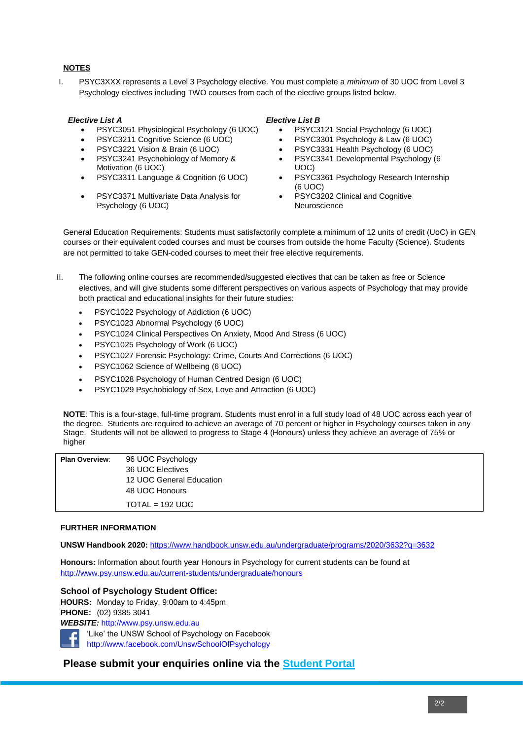## NOTES

I. PSYC3XXX represents a Level 3 Psychology elective. You must complete a *minimum* of 30 UOC from Level 3 Psychology electives including TWO courses from each of the elective groups listed below.

***Elective List A***

- PSYC3051 Physiological Psychology (6 UOC)
- PSYC3211 Cognitive Science (6 UOC)
- PSYC3221 Vision & Brain (6 UOC)
- PSYC3241 Psychobiology of Memory & Motivation (6 UOC)
- PSYC3311 Language & Cognition (6 UOC)
- PSYC3371 Multivariate Data Analysis for Psychology (6 UOC)

***Elective List B***

- PSYC3121 Social Psychology (6 UOC)
- PSYC3301 Psychology & Law (6 UOC)
- PSYC3331 Health Psychology (6 UOC)
- PSYC3341 Developmental Psychology (6 UOC)
- PSYC3361 Psychology Research Internship (6 UOC)
- PSYC3202 Clinical and Cognitive Neuroscience

General Education Requirements: Students must satisfactorily complete a minimum of 12 units of credit (UoC) in GEN courses or their equivalent coded courses and must be courses from outside the home Faculty (Science). Students are not permitted to take GEN-coded courses to meet their free elective requirements.

II. The following online courses are recommended/suggested electives that can be taken as free or Science electives, and will give students some different perspectives on various aspects of Psychology that may provide both practical and educational insights for their future studies:

- PSYC1022 Psychology of Addiction (6 UOC)
- PSYC1023 Abnormal Psychology (6 UOC)
- PSYC1024 Clinical Perspectives On Anxiety, Mood And Stress (6 UOC)
- PSYC1025 Psychology of Work (6 UOC)
- PSYC1027 Forensic Psychology: Crime, Courts And Corrections (6 UOC)
- PSYC1062 Science of Wellbeing (6 UOC)
- PSYC1028 Psychology of Human Centred Design (6 UOC)
- PSYC1029 Psychobiology of Sex, Love and Attraction (6 UOC)

**NOTE**: This is a four-stage, full-time program. Students must enrol in a full study load of 48 UOC across each year of the degree. Students are required to achieve an average of 70 percent or higher in Psychology courses taken in any Stage. Students will not be allowed to progress to Stage 4 (Honours) unless they achieve an average of 75% or higher

| | |
|---|---|
| **Plan Overview**: | 96 UOC Psychology<br>36 UOC Electives<br>12 UOC General Education<br>48 UOC Honours<br>TOTAL = 192 UOC |

**FURTHER INFORMATION**

**UNSW Handbook 2020:** https://www.handbook.unsw.edu.au/undergraduate/programs/2020/3632?q=3632

**Honours:** Information about fourth year Honours in Psychology for current students can be found at http://www.psy.unsw.edu.au/current-students/undergraduate/honours

### School of Psychology Student Office:

**HOURS:** Monday to Friday, 9:00am to 4:45pm
**PHONE:** (02) 9385 3041
***WEBSITE:*** http://www.psy.unsw.edu.au

'Like' the UNSW School of Psychology on Facebook
http://www.facebook.com/UnswSchoolOfPsychology

**Please submit your enquiries online via the Student Portal**